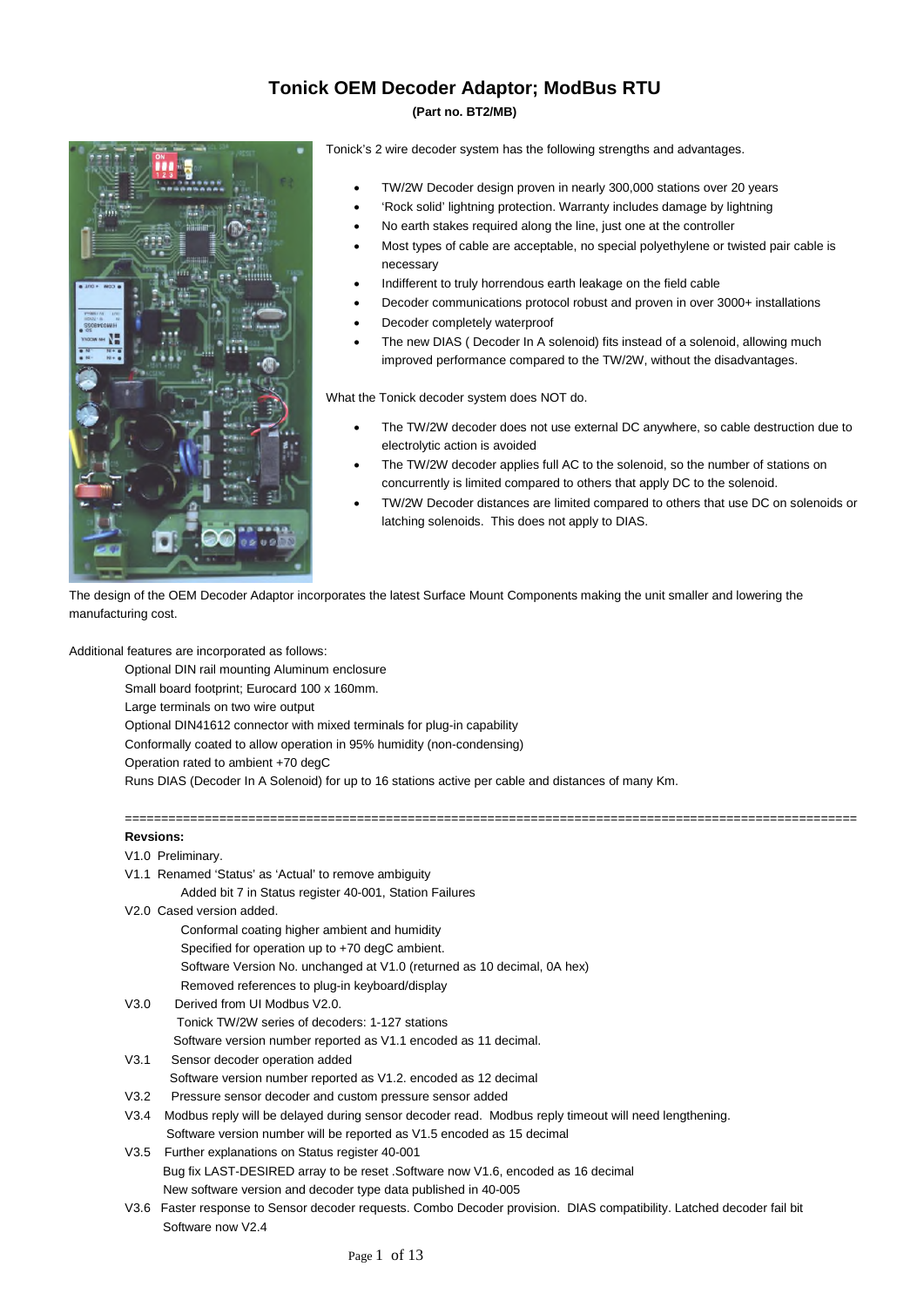# Tonick OEM Decoder Adaptor; ModBus RTU

**(Part no. BT2/MB)**

Tonick's 2 wire decoder system has the following strengths and advantages.

- TW/2W Decoder design proven in nearly 300,000 stations over 20 years
- 'Rock solid' lightning protection. Warranty includes damage by lightning
- No earth stakes required along the line, just one at the controller
- Most types of cable are acceptable, no special polyethylene or twisted pair cable is necessary
- Indifferent to truly horrendous earth leakage on the field cable
- Decoder communications protocol robust and proven in over 3000+ installations
- Decoder completely waterproof
- The new DIAS ( Decoder In A solenoid) fits instead of a solenoid, allowing much improved performance compared to the TW/2W, without the disadvantages.

What the Tonick decoder system does NOT do.

- The TW/2W decoder does not use external DC anywhere, so cable destruction due to electrolytic action is avoided
- The TW/2W decoder applies full AC to the solenoid, so the number of stations on concurrently is limited compared to others that apply DC to the solenoid.
- TW/2W Decoder distances are limited compared to others that use DC on solenoids or latching solenoids. This does not apply to DIAS.

The design of the OEM Decoder Adaptor incorporates the latest Surface Mount Components making the unit smaller and lowering the manufacturing cost.

Additional features are incorporated as follows:

Optional DIN rail mounting Aluminum enclosure
Small board footprint; Eurocard 100 x 160mm.
Large terminals on two wire output
Optional DIN41612 connector with mixed terminals for plug-in capability
Conformally coated to allow operation in 95% humidity (non-condensing)
Operation rated to ambient +70 degC
Runs DIAS (Decoder In A Solenoid) for up to 16 stations active per cable and distances of many Km.

====================================================================================================

**Revsions:**

V1.0 Preliminary.

V1.1 Renamed 'Status' as 'Actual' to remove ambiguity
Added bit 7 in Status register 40-001, Station Failures

V2.0 Cased version added.
Conformal coating higher ambient and humidity
Specified for operation up to +70 degC ambient.
Software Version No. unchanged at V1.0 (returned as 10 decimal, 0A hex)
Removed references to plug-in keyboard/display

V3.0 Derived from UI Modbus V2.0.
Tonick TW/2W series of decoders: 1-127 stations
Software version number reported as V1.1 encoded as 11 decimal.

V3.1 Sensor decoder operation added
Software version number reported as V1.2. encoded as 12 decimal

V3.2 Pressure sensor decoder and custom pressure sensor added

V3.4 Modbus reply will be delayed during sensor decoder read. Modbus reply timeout will need lengthening.
Software version number will be reported as V1.5 encoded as 15 decimal

V3.5 Further explanations on Status register 40-001
Bug fix LAST-DESIRED array to be reset .Software now V1.6, encoded as 16 decimal
New software version and decoder type data published in 40-005

V3.6 Faster response to Sensor decoder requests. Combo Decoder provision. DIAS compatibility. Latched decoder fail bit
Software now V2.4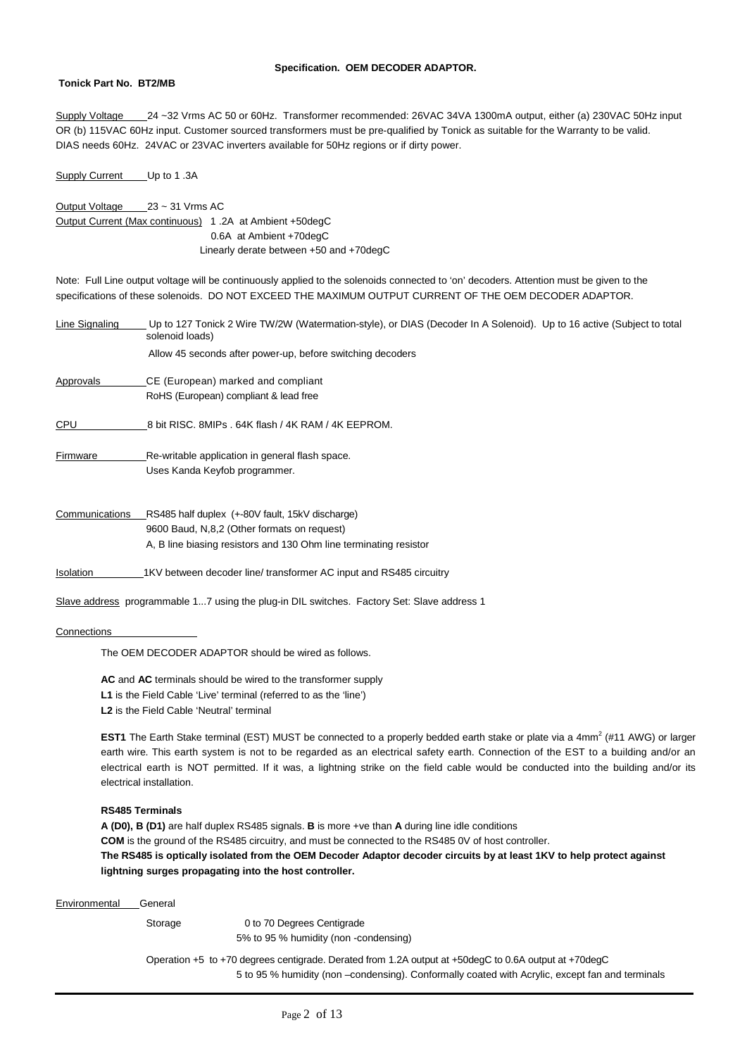**Specification. OEM DECODER ADAPTOR.**

**Tonick Part No. BT2/MB**

Supply Voltage 24 ~32 Vrms AC 50 or 60Hz. Transformer recommended: 26VAC 34VA 1300mA output, either (a) 230VAC 50Hz input OR (b) 115VAC 60Hz input. Customer sourced transformers must be pre-qualified by Tonick as suitable for the Warranty to be valid. DIAS needs 60Hz. 24VAC or 23VAC inverters available for 50Hz regions or if dirty power.

Supply Current Up to 1 .3A

Output Voltage 23 ~ 31 Vrms AC

Output Current (Max continuous) 1 .2A at Ambient +50degC
0.6A at Ambient +70degC
Linearly derate between +50 and +70degC

Note: Full Line output voltage will be continuously applied to the solenoids connected to 'on' decoders. Attention must be given to the specifications of these solenoids. DO NOT EXCEED THE MAXIMUM OUTPUT CURRENT OF THE OEM DECODER ADAPTOR.

Line Signaling Up to 127 Tonick 2 Wire TW/2W (Watermation-style), or DIAS (Decoder In A Solenoid). Up to 16 active (Subject to total solenoid loads)

Allow 45 seconds after power-up, before switching decoders

Approvals CE (European) marked and compliant
RoHS (European) compliant & lead free

CPU 8 bit RISC. 8MIPs . 64K flash / 4K RAM / 4K EEPROM.

Firmware Re-writable application in general flash space.
Uses Kanda Keyfob programmer.

Communications RS485 half duplex (+-80V fault, 15kV discharge)
9600 Baud, N,8,2 (Other formats on request)
A, B line biasing resistors and 130 Ohm line terminating resistor

Isolation 1KV between decoder line/ transformer AC input and RS485 circuitry

Slave address programmable 1...7 using the plug-in DIL switches. Factory Set: Slave address 1

Connections

The OEM DECODER ADAPTOR should be wired as follows.

**AC** and **AC** terminals should be wired to the transformer supply
**L1** is the Field Cable 'Live' terminal (referred to as the 'line')
**L2** is the Field Cable 'Neutral' terminal

**EST1** The Earth Stake terminal (EST) MUST be connected to a properly bedded earth stake or plate via a 4mm$^2$ (#11 AWG) or larger earth wire. This earth system is not to be regarded as an electrical safety earth. Connection of the EST to a building and/or an electrical earth is NOT permitted. If it was, a lightning strike on the field cable would be conducted into the building and/or its electrical installation.

**RS485 Terminals**

**A (D0), B (D1)** are half duplex RS485 signals. **B** is more +ve than **A** during line idle conditions
**COM** is the ground of the RS485 circuitry, and must be connected to the RS485 0V of host controller.
**The RS485 is optically isolated from the OEM Decoder Adaptor decoder circuits by at least 1KV to help protect against lightning surges propagating into the host controller.**

Environmental General

Storage 0 to 70 Degrees Centigrade
5% to 95 % humidity (non -condensing)

Operation +5 to +70 degrees centigrade. Derated from 1.2A output at +50degC to 0.6A output at +70degC
5 to 95 % humidity (non –condensing). Conformally coated with Acrylic, except fan and terminals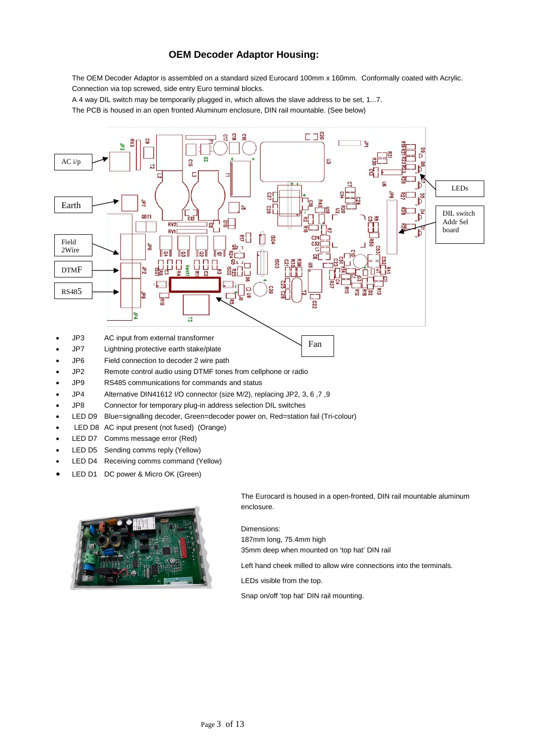## OEM Decoder Adaptor Housing:

The OEM Decoder Adaptor is assembled on a standard sized Eurocard 100mm x 160mm. Conformally coated with Acrylic. Connection via top screwed, side entry Euro terminal blocks.

A 4 way DIL switch may be temporarily plugged in, which allows the slave address to be set, 1...7.

The PCB is housed in an open fronted Aluminum enclosure, DIN rail mountable. (See below)

AC i/p

Earth

Field 2Wire

DTMF

RS485

LEDs

DIL switch Addr Sel board

Fan

- JP3 AC input from external transformer
- JP7 Lightning protective earth stake/plate
- JP6 Field connection to decoder 2 wire path
- JP2 Remote control audio using DTMF tones from cellphone or radio
- JP9 RS485 communications for commands and status
- JP4 Alternative DIN41612 I/O connector (size M/2), replacing JP2, 3, 6 ,7 ,9
- JP8 Connector for temporary plug-in address selection DIL switches
- LED D9 Blue=signalling decoder, Green=decoder power on, Red=station fail (Tri-colour)
- LED D8 AC input present (not fused) (Orange)
- LED D7 Comms message error (Red)
- LED D5 Sending comms reply (Yellow)
- LED D4 Receiving comms command (Yellow)
- LED D1 DC power & Micro OK (Green)

The Eurocard is housed in a open-fronted, DIN rail mountable aluminum enclosure.

Dimensions:
187mm long, 75.4mm high
35mm deep when mounted on 'top hat' DIN rail

Left hand cheek milled to allow wire connections into the terminals.

LEDs visible from the top.

Snap on/off 'top hat' DIN rail mounting.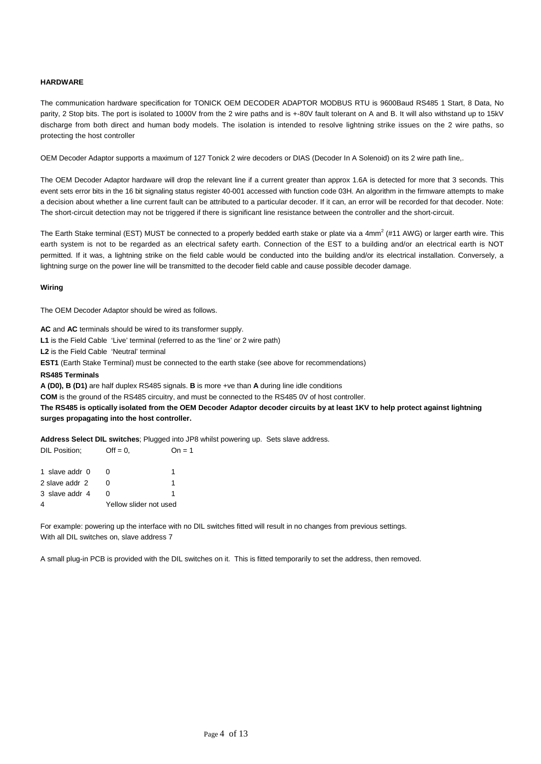**HARDWARE**

The communication hardware specification for TONICK OEM DECODER ADAPTOR MODBUS RTU is 9600Baud RS485 1 Start, 8 Data, No parity, 2 Stop bits. The port is isolated to 1000V from the 2 wire paths and is +-80V fault tolerant on A and B. It will also withstand up to 15kV discharge from both direct and human body models. The isolation is intended to resolve lightning strike issues on the 2 wire paths, so protecting the host controller

OEM Decoder Adaptor supports a maximum of 127 Tonick 2 wire decoders or DIAS (Decoder In A Solenoid) on its 2 wire path line,.

The OEM Decoder Adaptor hardware will drop the relevant line if a current greater than approx 1.6A is detected for more that 3 seconds. This event sets error bits in the 16 bit signaling status register 40-001 accessed with function code 03H. An algorithm in the firmware attempts to make a decision about whether a line current fault can be attributed to a particular decoder. If it can, an error will be recorded for that decoder. Note: The short-circuit detection may not be triggered if there is significant line resistance between the controller and the short-circuit.

The Earth Stake terminal (EST) MUST be connected to a properly bedded earth stake or plate via a 4mm$^2$ (#11 AWG) or larger earth wire. This earth system is not to be regarded as an electrical safety earth. Connection of the EST to a building and/or an electrical earth is NOT permitted. If it was, a lightning strike on the field cable would be conducted into the building and/or its electrical installation. Conversely, a lightning surge on the power line will be transmitted to the decoder field cable and cause possible decoder damage.

**Wiring**

The OEM Decoder Adaptor should be wired as follows.

**AC** and **AC** terminals should be wired to its transformer supply.
**L1** is the Field Cable 'Live' terminal (referred to as the 'line' or 2 wire path)
**L2** is the Field Cable 'Neutral' terminal
**EST1** (Earth Stake Terminal) must be connected to the earth stake (see above for recommendations)
**RS485 Terminals**
**A (D0), B (D1)** are half duplex RS485 signals. **B** is more +ve than **A** during line idle conditions
**COM** is the ground of the RS485 circuitry, and must be connected to the RS485 0V of host controller.
**The RS485 is optically isolated from the OEM Decoder Adaptor decoder circuits by at least 1KV to help protect against lightning surges propagating into the host controller.**

**Address Select DIL switches**; Plugged into JP8 whilst powering up. Sets slave address.

| DIL Position; | Off = 0, | On = 1 |
|---|---|---|
| 1 slave addr 0 | 0 | 1 |
| 2 slave addr 2 | 0 | 1 |
| 3 slave addr 4 | 0 | 1 |
| 4 | Yellow slider not used | |

For example: powering up the interface with no DIL switches fitted will result in no changes from previous settings.
With all DIL switches on, slave address 7

A small plug-in PCB is provided with the DIL switches on it. This is fitted temporarily to set the address, then removed.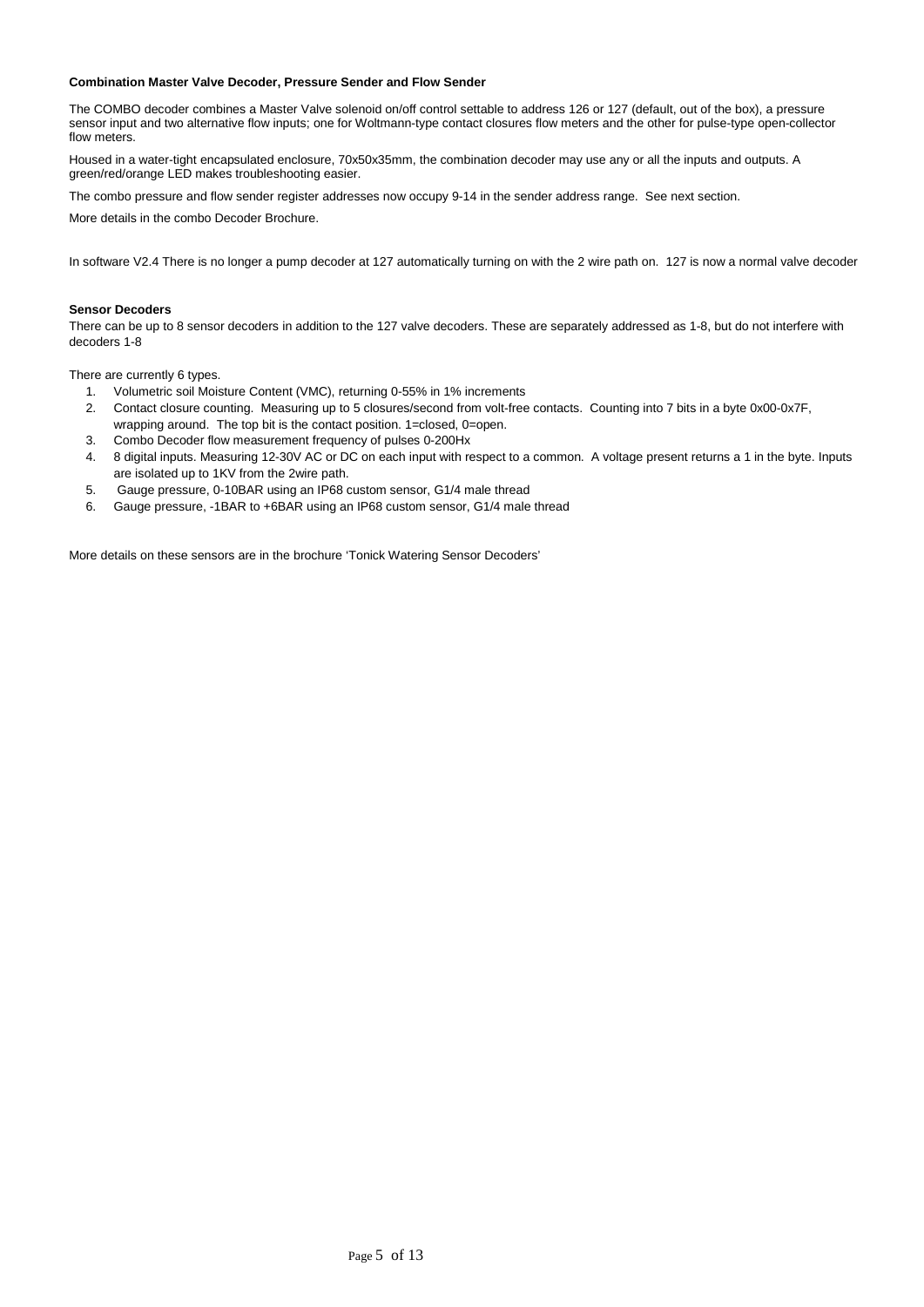**Combination Master Valve Decoder, Pressure Sender and Flow Sender**

The COMBO decoder combines a Master Valve solenoid on/off control settable to address 126 or 127 (default, out of the box), a pressure sensor input and two alternative flow inputs; one for Woltmann-type contact closures flow meters and the other for pulse-type open-collector flow meters.

Housed in a water-tight encapsulated enclosure, 70x50x35mm, the combination decoder may use any or all the inputs and outputs. A green/red/orange LED makes troubleshooting easier.

The combo pressure and flow sender register addresses now occupy 9-14 in the sender address range. See next section.

More details in the combo Decoder Brochure.

In software V2.4 There is no longer a pump decoder at 127 automatically turning on with the 2 wire path on. 127 is now a normal valve decoder

**Sensor Decoders**

There can be up to 8 sensor decoders in addition to the 127 valve decoders. These are separately addressed as 1-8, but do not interfere with decoders 1-8

There are currently 6 types.

1. Volumetric soil Moisture Content (VMC), returning 0-55% in 1% increments
2. Contact closure counting. Measuring up to 5 closures/second from volt-free contacts. Counting into 7 bits in a byte 0x00-0x7F, wrapping around. The top bit is the contact position. 1=closed, 0=open.
3. Combo Decoder flow measurement frequency of pulses 0-200Hx
4. 8 digital inputs. Measuring 12-30V AC or DC on each input with respect to a common. A voltage present returns a 1 in the byte. Inputs are isolated up to 1KV from the 2wire path.
5. Gauge pressure, 0-10BAR using an IP68 custom sensor, G1/4 male thread
6. Gauge pressure, -1BAR to +6BAR using an IP68 custom sensor, G1/4 male thread

More details on these sensors are in the brochure 'Tonick Watering Sensor Decoders'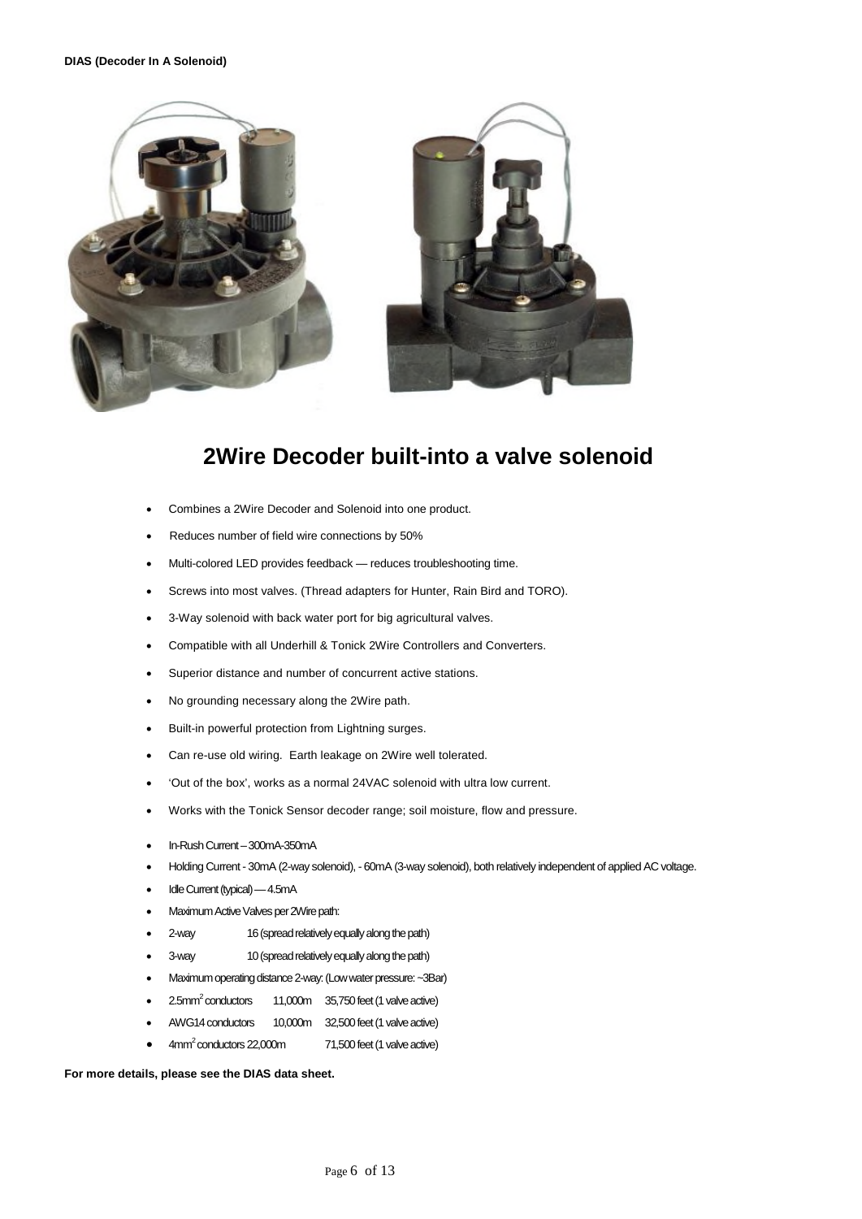**DIAS (Decoder In A Solenoid)**

# 2Wire Decoder built-into a valve solenoid

- Combines a 2Wire Decoder and Solenoid into one product.
- Reduces number of field wire connections by 50%
- Multi-colored LED provides feedback — reduces troubleshooting time.
- Screws into most valves. (Thread adapters for Hunter, Rain Bird and TORO).
- 3-Way solenoid with back water port for big agricultural valves.
- Compatible with all Underhill & Tonick 2Wire Controllers and Converters.
- Superior distance and number of concurrent active stations.
- No grounding necessary along the 2Wire path.
- Built-in powerful protection from Lightning surges.
- Can re-use old wiring. Earth leakage on 2Wire well tolerated.
- 'Out of the box', works as a normal 24VAC solenoid with ultra low current.
- Works with the Tonick Sensor decoder range; soil moisture, flow and pressure.
- In-Rush Current – 300mA-350mA
- Holding Current - 30mA (2-way solenoid), - 60mA (3-way solenoid), both relatively independent of applied AC voltage.
- Idle Current (typical) — 4.5mA
- Maximum Active Valves per 2Wire path:
- 2-way 16 (spread relatively equally along the path)
- 3-way 10 (spread relatively equally along the path)
- Maximum operating distance 2-way: (Low water pressure: ~3Bar)
- 2.5mm$^2$ conductors 11,000m 35,750 feet (1 valve active)
- AWG14 conductors 10,000m 32,500 feet (1 valve active)
- 4mm$^2$ conductors 22,000m 71,500 feet (1 valve active)

**For more details, please see the DIAS data sheet.**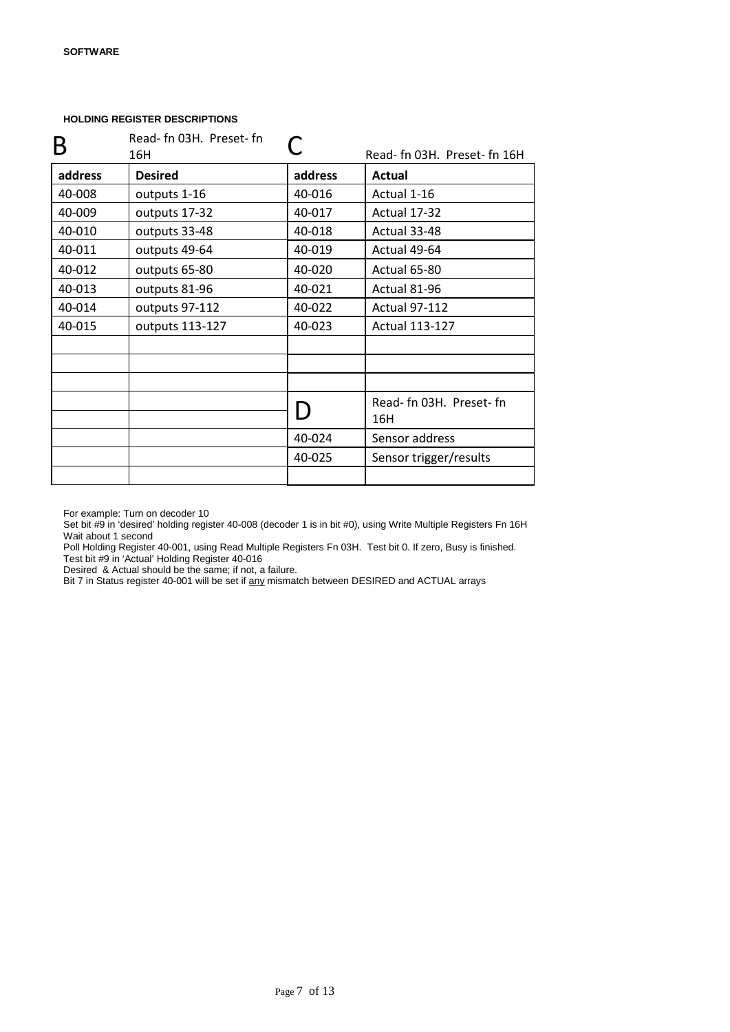**SOFTWARE**

**HOLDING REGISTER DESCRIPTIONS**

| B | Read- fn 03H. Preset- fn 16H | C | Read- fn 03H. Preset- fn 16H |
|---|---|---|---|
| **address** | **Desired** | **address** | **Actual** |
| 40-008 | outputs 1-16 | 40-016 | Actual 1-16 |
| 40-009 | outputs 17-32 | 40-017 | Actual 17-32 |
| 40-010 | outputs 33-48 | 40-018 | Actual 33-48 |
| 40-011 | outputs 49-64 | 40-019 | Actual 49-64 |
| 40-012 | outputs 65-80 | 40-020 | Actual 65-80 |
| 40-013 | outputs 81-96 | 40-021 | Actual 81-96 |
| 40-014 | outputs 97-112 | 40-022 | Actual 97-112 |
| 40-015 | outputs 113-127 | 40-023 | Actual 113-127 |
| | | | |
| | | | |
| | | | |
| | | D | Read- fn 03H. Preset- fn 16H |
| | | 40-024 | Sensor address |
| | | 40-025 | Sensor trigger/results |
| | | | |

For example: Turn on decoder 10
Set bit #9 in 'desired' holding register 40-008 (decoder 1 is in bit #0), using Write Multiple Registers Fn 16H
Wait about 1 second
Poll Holding Register 40-001, using Read Multiple Registers Fn 03H. Test bit 0. If zero, Busy is finished.
Test bit #9 in 'Actual' Holding Register 40-016
Desired & Actual should be the same; if not, a failure.
Bit 7 in Status register 40-001 will be set if <u>any</u> mismatch between DESIRED and ACTUAL arrays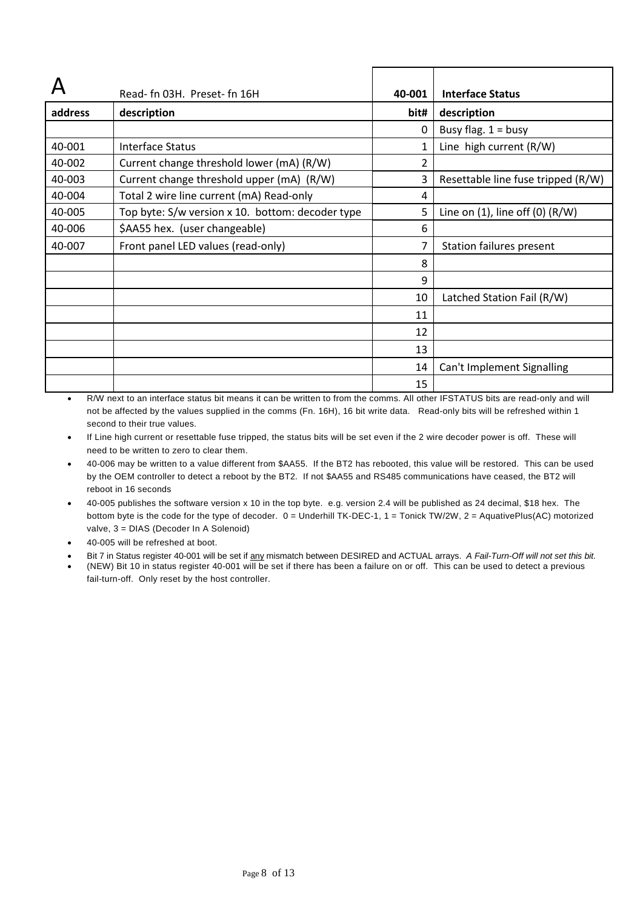| A | Read- fn 03H. Preset- fn 16H | 40-001 | Interface Status |
|---|---|---|---|
| **address** | **description** | **bit#** | **description** |
| | | 0 | Busy flag. 1 = busy |
| 40-001 | Interface Status | 1 | Line high current (R/W) |
| 40-002 | Current change threshold lower (mA) (R/W) | 2 | |
| 40-003 | Current change threshold upper (mA) (R/W) | 3 | Resettable line fuse tripped (R/W) |
| 40-004 | Total 2 wire line current (mA) Read-only | 4 | |
| 40-005 | Top byte: S/w version x 10. bottom: decoder type | 5 | Line on (1), line off (0) (R/W) |
| 40-006 | $AA55 hex. (user changeable) | 6 | |
| 40-007 | Front panel LED values (read-only) | 7 | Station failures present |
| | | 8 | |
| | | 9 | |
| | | 10 | Latched Station Fail (R/W) |
| | | 11 | |
| | | 12 | |
| | | 13 | |
| | | 14 | Can't Implement Signalling |
| | | 15 | |

- R/W next to an interface status bit means it can be written to from the comms. All other IFSTATUS bits are read-only and will not be affected by the values supplied in the comms (Fn. 16H), 16 bit write data. Read-only bits will be refreshed within 1 second to their true values.
- If Line high current or resettable fuse tripped, the status bits will be set even if the 2 wire decoder power is off. These will need to be written to zero to clear them.
- 40-006 may be written to a value different from $AA55. If the BT2 has rebooted, this value will be restored. This can be used by the OEM controller to detect a reboot by the BT2. If not $AA55 and RS485 communications have ceased, the BT2 will reboot in 16 seconds
- 40-005 publishes the software version x 10 in the top byte. e.g. version 2.4 will be published as 24 decimal, $18 hex. The bottom byte is the code for the type of decoder. 0 = Underhill TK-DEC-1, 1 = Tonick TW/2W, 2 = AquativePlus(AC) motorized valve, 3 = DIAS (Decoder In A Solenoid)
- 40-005 will be refreshed at boot.
- Bit 7 in Status register 40-001 will be set if any mismatch between DESIRED and ACTUAL arrays. *A Fail-Turn-Off will not set this bit.*
- (NEW) Bit 10 in status register 40-001 will be set if there has been a failure on or off. This can be used to detect a previous fail-turn-off. Only reset by the host controller.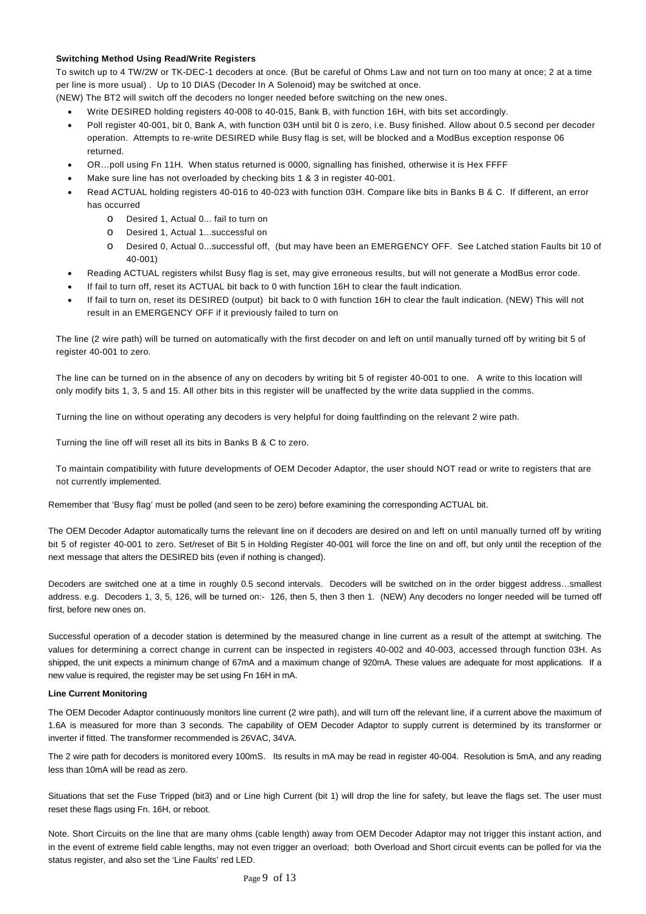**Switching Method Using Read/Write Registers**

To switch up to 4 TW/2W or TK-DEC-1 decoders at once. (But be careful of Ohms Law and not turn on too many at once; 2 at a time per line is more usual) . Up to 10 DIAS (Decoder In A Solenoid) may be switched at once.

(NEW) The BT2 will switch off the decoders no longer needed before switching on the new ones.

- Write DESIRED holding registers 40-008 to 40-015, Bank B, with function 16H, with bits set accordingly.
- Poll register 40-001, bit 0, Bank A, with function 03H until bit 0 is zero, i.e. Busy finished. Allow about 0.5 second per decoder operation. Attempts to re-write DESIRED while Busy flag is set, will be blocked and a ModBus exception response 06 returned.
- OR…poll using Fn 11H. When status returned is 0000, signalling has finished, otherwise it is Hex FFFF
- Make sure line has not overloaded by checking bits 1 & 3 in register 40-001.
- Read ACTUAL holding registers 40-016 to 40-023 with function 03H. Compare like bits in Banks B & C. If different, an error has occurred
    - Desired 1, Actual 0... fail to turn on
    - Desired 1, Actual 1...successful on
    - Desired 0, Actual 0...successful off, (but may have been an EMERGENCY OFF. See Latched station Faults bit 10 of 40-001)
- Reading ACTUAL registers whilst Busy flag is set, may give erroneous results, but will not generate a ModBus error code.
- If fail to turn off, reset its ACTUAL bit back to 0 with function 16H to clear the fault indication.
- If fail to turn on, reset its DESIRED (output) bit back to 0 with function 16H to clear the fault indication. (NEW) This will not result in an EMERGENCY OFF if it previously failed to turn on

The line (2 wire path) will be turned on automatically with the first decoder on and left on until manually turned off by writing bit 5 of register 40-001 to zero.

The line can be turned on in the absence of any on decoders by writing bit 5 of register 40-001 to one. A write to this location will only modify bits 1, 3, 5 and 15. All other bits in this register will be unaffected by the write data supplied in the comms.

Turning the line on without operating any decoders is very helpful for doing faultfinding on the relevant 2 wire path.

Turning the line off will reset all its bits in Banks B & C to zero.

To maintain compatibility with future developments of OEM Decoder Adaptor, the user should NOT read or write to registers that are not currently implemented.

Remember that 'Busy flag' must be polled (and seen to be zero) before examining the corresponding ACTUAL bit.

The OEM Decoder Adaptor automatically turns the relevant line on if decoders are desired on and left on until manually turned off by writing bit 5 of register 40-001 to zero. Set/reset of Bit 5 in Holding Register 40-001 will force the line on and off, but only until the reception of the next message that alters the DESIRED bits (even if nothing is changed).

Decoders are switched one at a time in roughly 0.5 second intervals. Decoders will be switched on in the order biggest address…smallest address. e.g. Decoders 1, 3, 5, 126, will be turned on:- 126, then 5, then 3 then 1. (NEW) Any decoders no longer needed will be turned off first, before new ones on.

Successful operation of a decoder station is determined by the measured change in line current as a result of the attempt at switching. The values for determining a correct change in current can be inspected in registers 40-002 and 40-003, accessed through function 03H. As shipped, the unit expects a minimum change of 67mA and a maximum change of 920mA. These values are adequate for most applications. If a new value is required, the register may be set using Fn 16H in mA.

**Line Current Monitoring**

The OEM Decoder Adaptor continuously monitors line current (2 wire path), and will turn off the relevant line, if a current above the maximum of 1.6A is measured for more than 3 seconds. The capability of OEM Decoder Adaptor to supply current is determined by its transformer or inverter if fitted. The transformer recommended is 26VAC, 34VA.

The 2 wire path for decoders is monitored every 100mS. Its results in mA may be read in register 40-004. Resolution is 5mA, and any reading less than 10mA will be read as zero.

Situations that set the Fuse Tripped (bit3) and or Line high Current (bit 1) will drop the line for safety, but leave the flags set. The user must reset these flags using Fn. 16H, or reboot.

Note. Short Circuits on the line that are many ohms (cable length) away from OEM Decoder Adaptor may not trigger this instant action, and in the event of extreme field cable lengths, may not even trigger an overload; both Overload and Short circuit events can be polled for via the status register, and also set the 'Line Faults' red LED.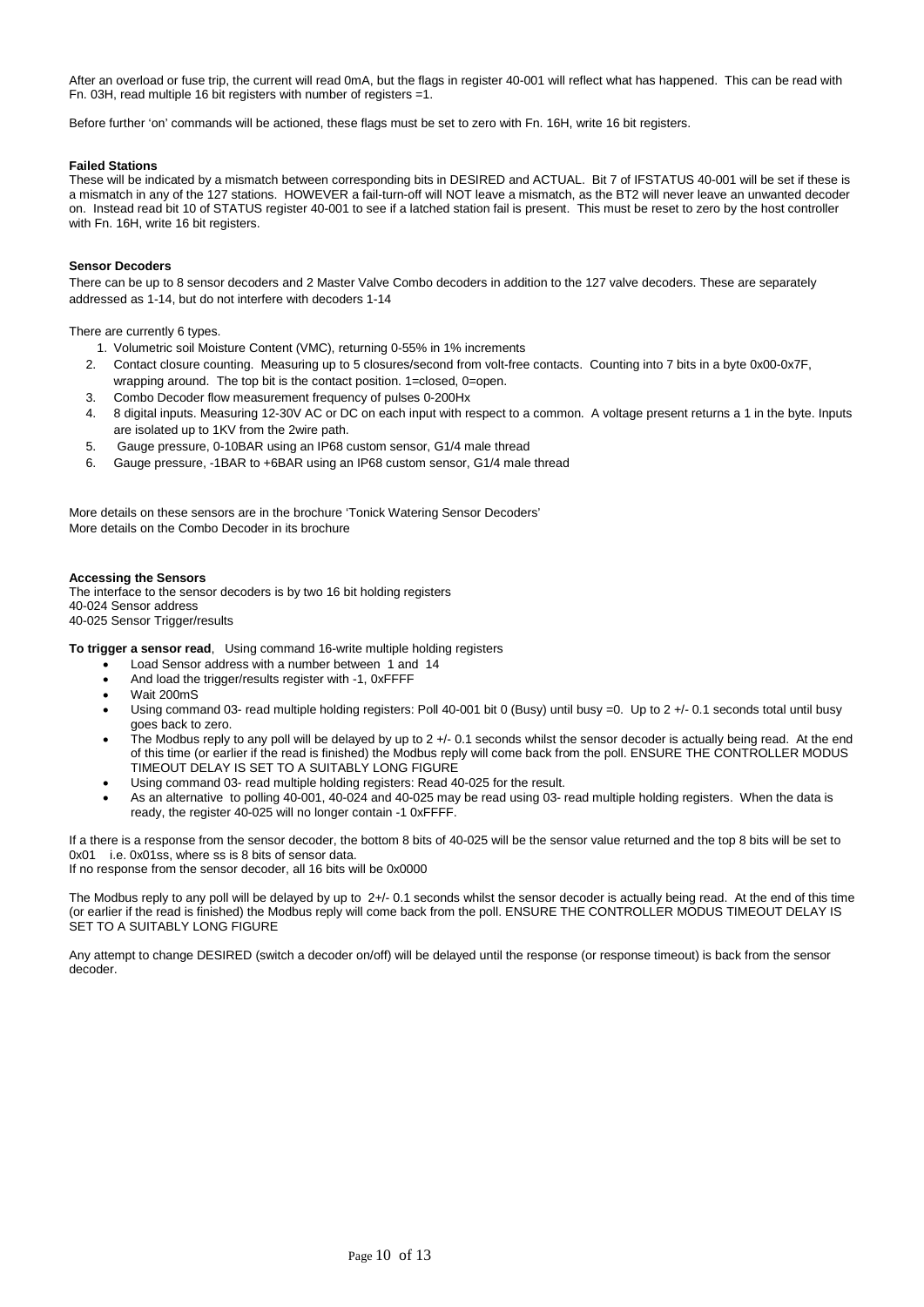After an overload or fuse trip, the current will read 0mA, but the flags in register 40-001 will reflect what has happened. This can be read with Fn. 03H, read multiple 16 bit registers with number of registers =1.

Before further 'on' commands will be actioned, these flags must be set to zero with Fn. 16H, write 16 bit registers.

**Failed Stations**

These will be indicated by a mismatch between corresponding bits in DESIRED and ACTUAL. Bit 7 of IFSTATUS 40-001 will be set if these is a mismatch in any of the 127 stations. HOWEVER a fail-turn-off will NOT leave a mismatch, as the BT2 will never leave an unwanted decoder on. Instead read bit 10 of STATUS register 40-001 to see if a latched station fail is present. This must be reset to zero by the host controller with Fn. 16H, write 16 bit registers.

**Sensor Decoders**

There can be up to 8 sensor decoders and 2 Master Valve Combo decoders in addition to the 127 valve decoders. These are separately addressed as 1-14, but do not interfere with decoders 1-14

There are currently 6 types.

1. Volumetric soil Moisture Content (VMC), returning 0-55% in 1% increments
2. Contact closure counting. Measuring up to 5 closures/second from volt-free contacts. Counting into 7 bits in a byte 0x00-0x7F, wrapping around. The top bit is the contact position. 1=closed, 0=open.
3. Combo Decoder flow measurement frequency of pulses 0-200Hx
4. 8 digital inputs. Measuring 12-30V AC or DC on each input with respect to a common. A voltage present returns a 1 in the byte. Inputs are isolated up to 1KV from the 2wire path.
5. Gauge pressure, 0-10BAR using an IP68 custom sensor, G1/4 male thread
6. Gauge pressure, -1BAR to +6BAR using an IP68 custom sensor, G1/4 male thread

More details on these sensors are in the brochure 'Tonick Watering Sensor Decoders'
More details on the Combo Decoder in its brochure

**Accessing the Sensors**

The interface to the sensor decoders is by two 16 bit holding registers
40-024 Sensor address
40-025 Sensor Trigger/results

**To trigger a sensor read**, Using command 16-write multiple holding registers

- Load Sensor address with a number between 1 and 14
- And load the trigger/results register with -1, 0xFFFF
- Wait 200mS
- Using command 03- read multiple holding registers: Poll 40-001 bit 0 (Busy) until busy =0. Up to 2 +/- 0.1 seconds total until busy goes back to zero.
- The Modbus reply to any poll will be delayed by up to 2 +/- 0.1 seconds whilst the sensor decoder is actually being read. At the end of this time (or earlier if the read is finished) the Modbus reply will come back from the poll. ENSURE THE CONTROLLER MODUS TIMEOUT DELAY IS SET TO A SUITABLY LONG FIGURE
- Using command 03- read multiple holding registers: Read 40-025 for the result.
- As an alternative to polling 40-001, 40-024 and 40-025 may be read using 03- read multiple holding registers. When the data is ready, the register 40-025 will no longer contain -1 0xFFFF.

If a there is a response from the sensor decoder, the bottom 8 bits of 40-025 will be the sensor value returned and the top 8 bits will be set to 0x01 i.e. 0x01ss, where ss is 8 bits of sensor data.
If no response from the sensor decoder, all 16 bits will be 0x0000

The Modbus reply to any poll will be delayed by up to 2+/- 0.1 seconds whilst the sensor decoder is actually being read. At the end of this time (or earlier if the read is finished) the Modbus reply will come back from the poll. ENSURE THE CONTROLLER MODUS TIMEOUT DELAY IS SET TO A SUITABLY LONG FIGURE

Any attempt to change DESIRED (switch a decoder on/off) will be delayed until the response (or response timeout) is back from the sensor decoder.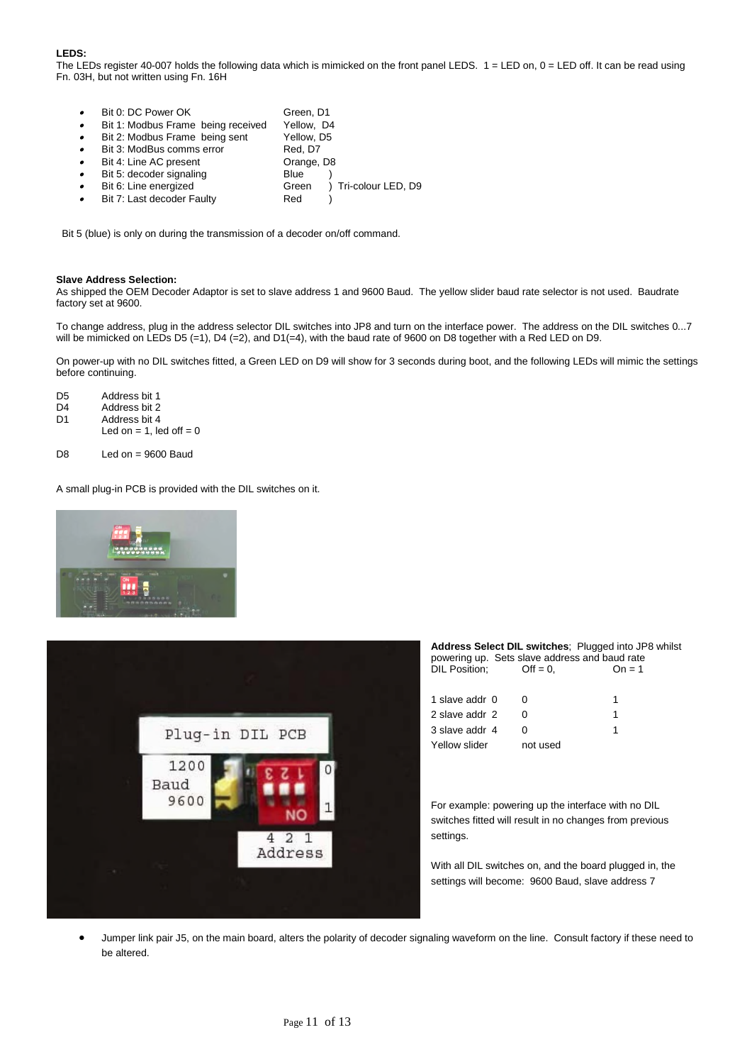**LEDS:**
The LEDs register 40-007 holds the following data which is mimicked on the front panel LEDS. 1 = LED on, 0 = LED off. It can be read using Fn. 03H, but not written using Fn. 16H

- Bit 0: DC Power OK — Green, D1
- Bit 1: Modbus Frame being received — Yellow, D4
- Bit 2: Modbus Frame being sent — Yellow, D5
- Bit 3: ModBus comms error — Red, D7
- Bit 4: Line AC present — Orange, D8
- Bit 5: decoder signaling — Blue ) Tri-colour LED, D9
- Bit 6: Line energized — Green ) Tri-colour LED, D9
- Bit 7: Last decoder Faulty — Red ) Tri-colour LED, D9

Bit 5 (blue) is only on during the transmission of a decoder on/off command.

**Slave Address Selection:**
As shipped the OEM Decoder Adaptor is set to slave address 1 and 9600 Baud. The yellow slider baud rate selector is not used. Baudrate factory set at 9600.

To change address, plug in the address selector DIL switches into JP8 and turn on the interface power. The address on the DIL switches 0...7 will be mimicked on LEDs D5 (=1), D4 (=2), and D1(=4), with the baud rate of 9600 on D8 together with a Red LED on D9.

On power-up with no DIL switches fitted, a Green LED on D9 will show for 3 seconds during boot, and the following LEDs will mimic the settings before continuing.

| | |
|---|---|
| D5 | Address bit 1 |
| D4 | Address bit 2 |
| D1 | Address bit 4 |
| | Led on = 1, led off = 0 |
| D8 | Led on = 9600 Baud |

A small plug-in PCB is provided with the DIL switches on it.

**Address Select DIL switches**; Plugged into JP8 whilst powering up. Sets slave address and baud rate

| DIL Position; | Off = 0, | On = 1 |
|---|---|---|
| 1 slave addr 0 | 0 | 1 |
| 2 slave addr 2 | 0 | 1 |
| 3 slave addr 4 | 0 | 1 |
| Yellow slider | not used | |

For example: powering up the interface with no DIL switches fitted will result in no changes from previous settings.

With all DIL switches on, and the board plugged in, the settings will become: 9600 Baud, slave address 7

- Jumper link pair J5, on the main board, alters the polarity of decoder signaling waveform on the line. Consult factory if these need to be altered.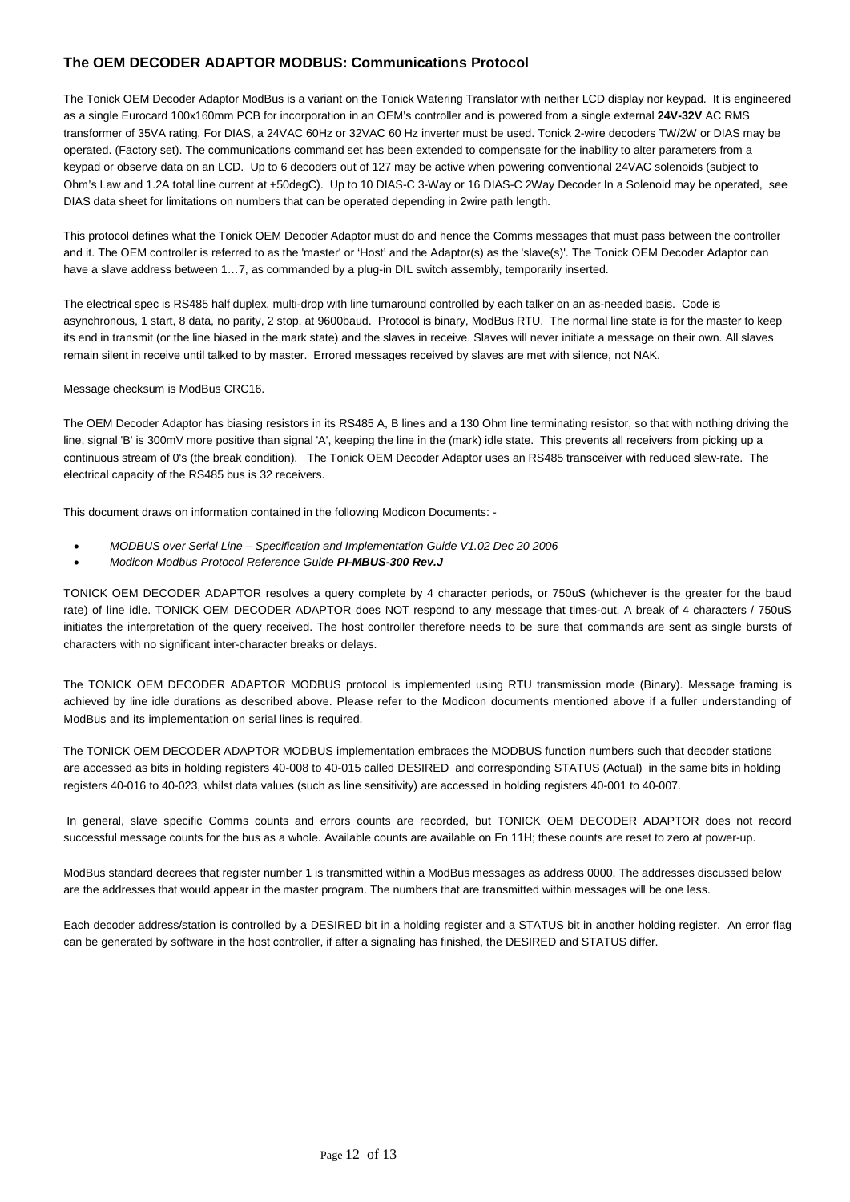## The OEM DECODER ADAPTOR MODBUS: Communications Protocol

The Tonick OEM Decoder Adaptor ModBus is a variant on the Tonick Watering Translator with neither LCD display nor keypad. It is engineered as a single Eurocard 100x160mm PCB for incorporation in an OEM's controller and is powered from a single external **24V-32V** AC RMS transformer of 35VA rating. For DIAS, a 24VAC 60Hz or 32VAC 60 Hz inverter must be used. Tonick 2-wire decoders TW/2W or DIAS may be operated. (Factory set). The communications command set has been extended to compensate for the inability to alter parameters from a keypad or observe data on an LCD. Up to 6 decoders out of 127 may be active when powering conventional 24VAC solenoids (subject to Ohm's Law and 1.2A total line current at +50degC). Up to 10 DIAS-C 3-Way or 16 DIAS-C 2Way Decoder In a Solenoid may be operated, see DIAS data sheet for limitations on numbers that can be operated depending in 2wire path length.

This protocol defines what the Tonick OEM Decoder Adaptor must do and hence the Comms messages that must pass between the controller and it. The OEM controller is referred to as the 'master' or 'Host' and the Adaptor(s) as the 'slave(s)'. The Tonick OEM Decoder Adaptor can have a slave address between 1…7, as commanded by a plug-in DIL switch assembly, temporarily inserted.

The electrical spec is RS485 half duplex, multi-drop with line turnaround controlled by each talker on an as-needed basis. Code is asynchronous, 1 start, 8 data, no parity, 2 stop, at 9600baud. Protocol is binary, ModBus RTU. The normal line state is for the master to keep its end in transmit (or the line biased in the mark state) and the slaves in receive. Slaves will never initiate a message on their own. All slaves remain silent in receive until talked to by master. Errored messages received by slaves are met with silence, not NAK.

Message checksum is ModBus CRC16.

The OEM Decoder Adaptor has biasing resistors in its RS485 A, B lines and a 130 Ohm line terminating resistor, so that with nothing driving the line, signal 'B' is 300mV more positive than signal 'A', keeping the line in the (mark) idle state. This prevents all receivers from picking up a continuous stream of 0's (the break condition). The Tonick OEM Decoder Adaptor uses an RS485 transceiver with reduced slew-rate. The electrical capacity of the RS485 bus is 32 receivers.

This document draws on information contained in the following Modicon Documents: -

- *MODBUS over Serial Line – Specification and Implementation Guide V1.02 Dec 20 2006*
- *Modicon Modbus Protocol Reference Guide* ***PI-MBUS-300 Rev.J***

TONICK OEM DECODER ADAPTOR resolves a query complete by 4 character periods, or 750uS (whichever is the greater for the baud rate) of line idle. TONICK OEM DECODER ADAPTOR does NOT respond to any message that times-out. A break of 4 characters / 750uS initiates the interpretation of the query received. The host controller therefore needs to be sure that commands are sent as single bursts of characters with no significant inter-character breaks or delays.

The TONICK OEM DECODER ADAPTOR MODBUS protocol is implemented using RTU transmission mode (Binary). Message framing is achieved by line idle durations as described above. Please refer to the Modicon documents mentioned above if a fuller understanding of ModBus and its implementation on serial lines is required.

The TONICK OEM DECODER ADAPTOR MODBUS implementation embraces the MODBUS function numbers such that decoder stations are accessed as bits in holding registers 40-008 to 40-015 called DESIRED and corresponding STATUS (Actual) in the same bits in holding registers 40-016 to 40-023, whilst data values (such as line sensitivity) are accessed in holding registers 40-001 to 40-007.

In general, slave specific Comms counts and errors counts are recorded, but TONICK OEM DECODER ADAPTOR does not record successful message counts for the bus as a whole. Available counts are available on Fn 11H; these counts are reset to zero at power-up.

ModBus standard decrees that register number 1 is transmitted within a ModBus messages as address 0000. The addresses discussed below are the addresses that would appear in the master program. The numbers that are transmitted within messages will be one less.

Each decoder address/station is controlled by a DESIRED bit in a holding register and a STATUS bit in another holding register. An error flag can be generated by software in the host controller, if after a signaling has finished, the DESIRED and STATUS differ.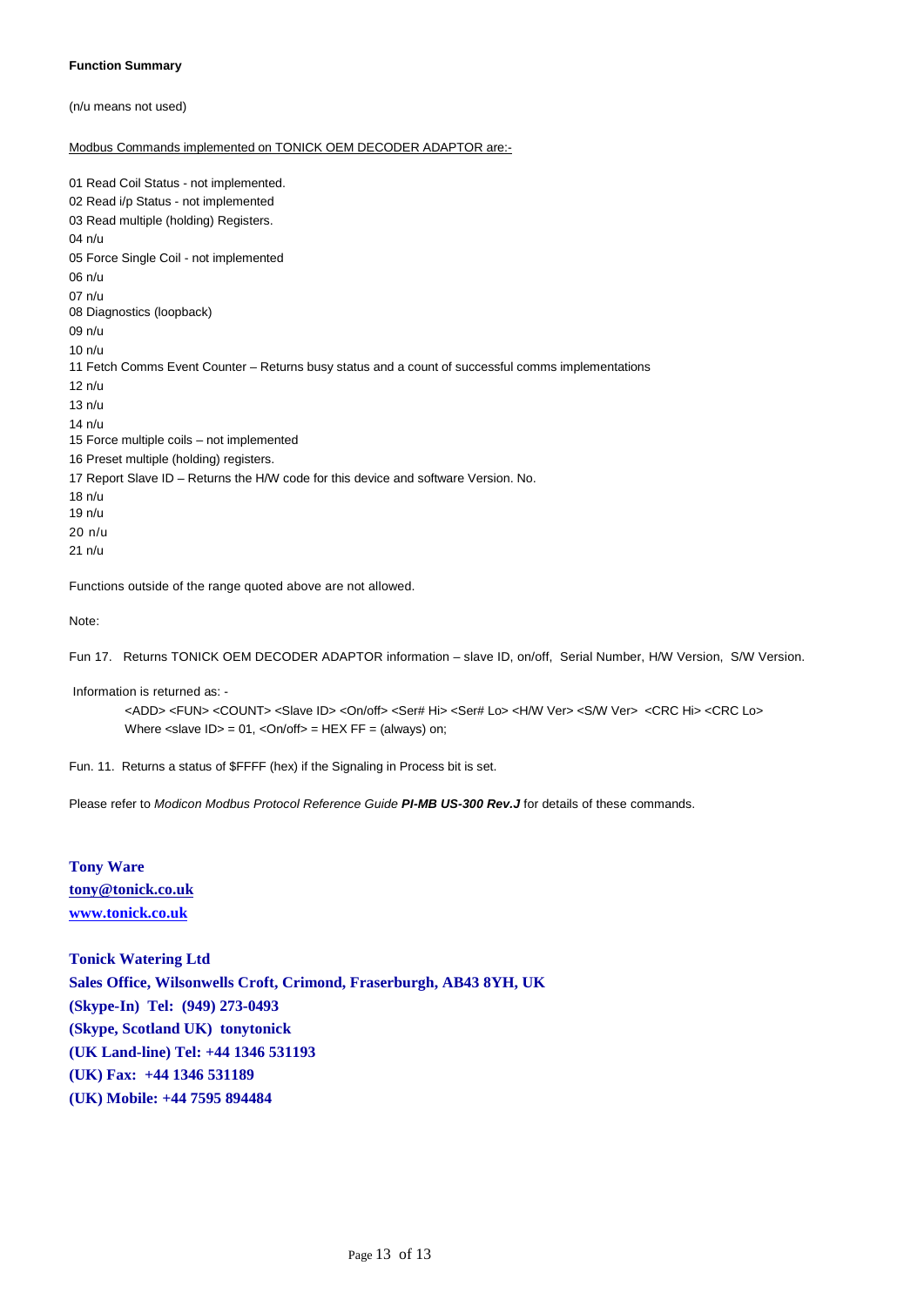**Function Summary**

(n/u means not used)

Modbus Commands implemented on TONICK OEM DECODER ADAPTOR are:-

01 Read Coil Status - not implemented.
02 Read i/p Status - not implemented
03 Read multiple (holding) Registers.
04 n/u
05 Force Single Coil - not implemented
06 n/u
07 n/u
08 Diagnostics (loopback)
09 n/u
10 n/u
11 Fetch Comms Event Counter – Returns busy status and a count of successful comms implementations
12 n/u
13 n/u
14 n/u
15 Force multiple coils – not implemented
16 Preset multiple (holding) registers.
17 Report Slave ID – Returns the H/W code for this device and software Version. No.
18 n/u
19 n/u
20 n/u
21 n/u

Functions outside of the range quoted above are not allowed.

Note:

Fun 17. Returns TONICK OEM DECODER ADAPTOR information – slave ID, on/off, Serial Number, H/W Version, S/W Version.

Information is returned as: -

<ADD> <FUN> <COUNT> <Slave ID> <On/off> <Ser# Hi> <Ser# Lo> <H/W Ver> <S/W Ver> <CRC Hi> <CRC Lo>
Where <slave ID> = 01, <On/off> = HEX FF = (always) on;

Fun. 11. Returns a status of $FFFF (hex) if the Signaling in Process bit is set.

Please refer to *Modicon Modbus Protocol Reference Guide* ***PI-MB US-300 Rev.J*** for details of these commands.

**Tony Ware**
**tony@tonick.co.uk**
**www.tonick.co.uk**

**Tonick Watering Ltd**
**Sales Office, Wilsonwells Croft, Crimond, Fraserburgh, AB43 8YH, UK**
**(Skype-In) Tel: (949) 273-0493**
**(Skype, Scotland UK) tonytonick**
**(UK Land-line) Tel: +44 1346 531193**
**(UK) Fax: +44 1346 531189**
**(UK) Mobile: +44 7595 894484**